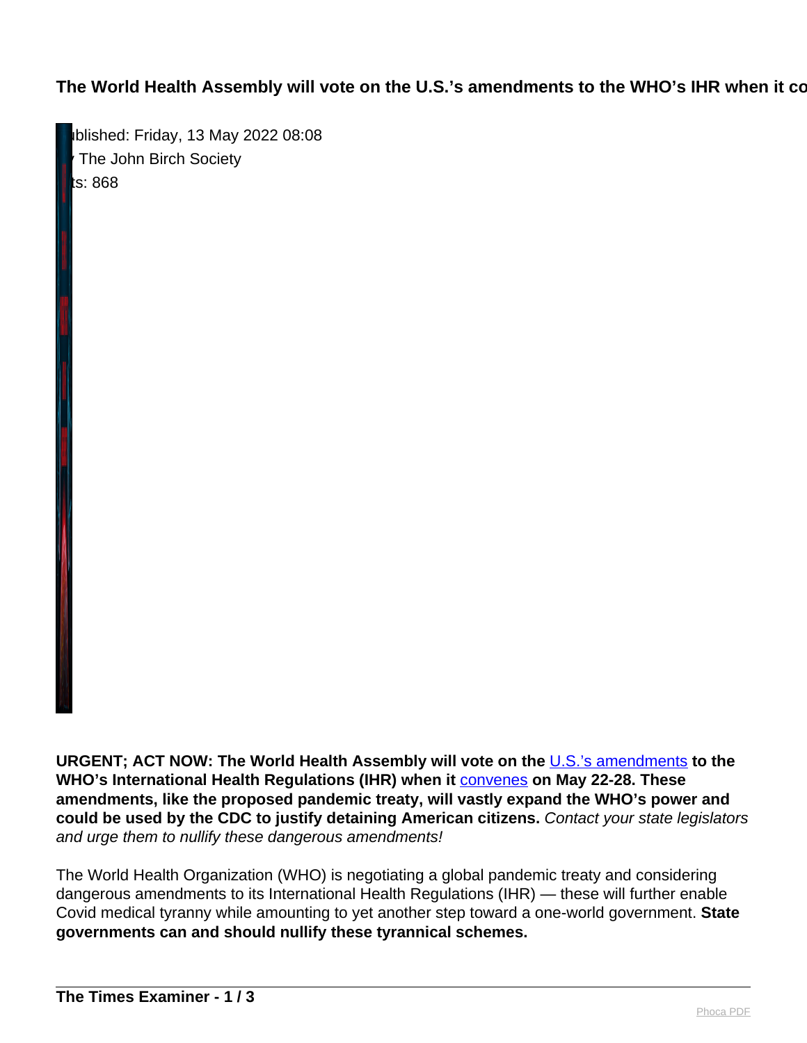**The World Health Assembly will vote on the U.S.'s amendments to the WHO's IHR when it co**

ublished: Friday, 13 May 2022 08:08
 The John Birch Society
ts: 868

**URGENT; ACT NOW: The World Health Assembly will vote on the [U.S.'s amendments] to the WHO's International Health Regulations (IHR) when it [convenes] on May 22-28. These amendments, like the proposed pandemic treaty, will vastly expand the WHO's power and could be used by the CDC to justify detaining American citizens.** *Contact your state legislators and urge them to nullify these dangerous amendments!*

The World Health Organization (WHO) is negotiating a global pandemic treaty and considering dangerous amendments to its International Health Regulations (IHR) — these will further enable Covid medical tyranny while amounting to yet another step toward a one-world government. **State governments can and should nullify these tyrannical schemes.**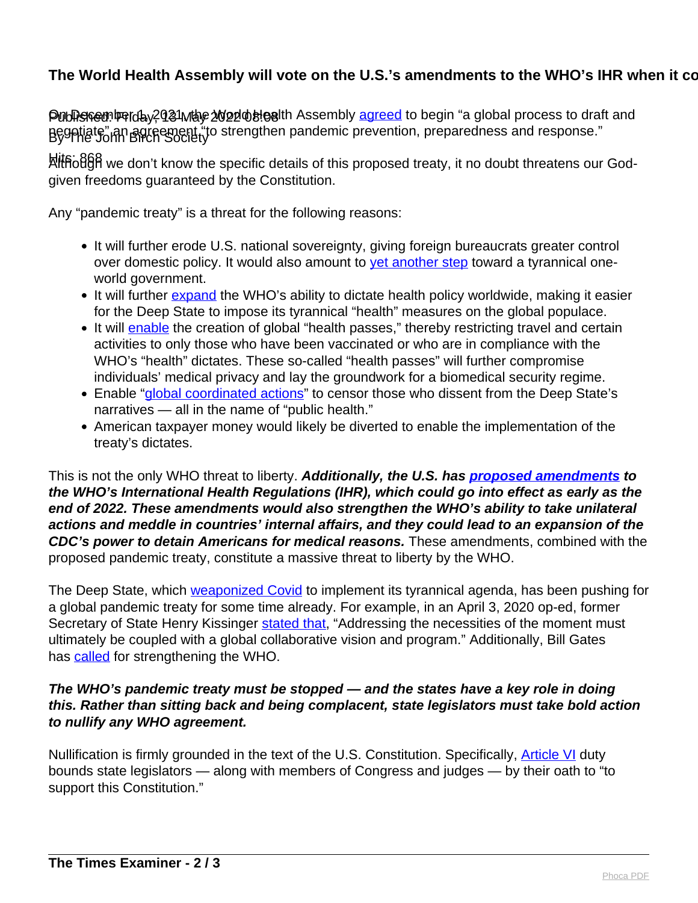### The World Health Assembly will vote on the U.S.'s amendments to the WHO's IHR when it co

Published: Friday, 13 May 2022 08:08
By The John Birch Society

Hits: 868

On December 1, 2021, the World Health Assembly agreed to begin "a global process to draft and negotiate" an agreement "to strengthen pandemic prevention, preparedness and response."

Although we don't know the specific details of this proposed treaty, it no doubt threatens our God-given freedoms guaranteed by the Constitution.

Any "pandemic treaty" is a threat for the following reasons:

- It will further erode U.S. national sovereignty, giving foreign bureaucrats greater control over domestic policy. It would also amount to yet another step toward a tyrannical one-world government.
- It will further expand the WHO's ability to dictate health policy worldwide, making it easier for the Deep State to impose its tyrannical "health" measures on the global populace.
- It will enable the creation of global "health passes," thereby restricting travel and certain activities to only those who have been vaccinated or who are in compliance with the WHO's "health" dictates. These so-called "health passes" will further compromise individuals' medical privacy and lay the groundwork for a biomedical security regime.
- Enable "global coordinated actions" to censor those who dissent from the Deep State's narratives — all in the name of "public health."
- American taxpayer money would likely be diverted to enable the implementation of the treaty's dictates.

This is not the only WHO threat to liberty. ***Additionally, the U.S. has proposed amendments to the WHO's International Health Regulations (IHR), which could go into effect as early as the end of 2022. These amendments would also strengthen the WHO's ability to take unilateral actions and meddle in countries' internal affairs, and they could lead to an expansion of the CDC's power to detain Americans for medical reasons.*** These amendments, combined with the proposed pandemic treaty, constitute a massive threat to liberty by the WHO.

The Deep State, which weaponized Covid to implement its tyrannical agenda, has been pushing for a global pandemic treaty for some time already. For example, in an April 3, 2020 op-ed, former Secretary of State Henry Kissinger stated that, "Addressing the necessities of the moment must ultimately be coupled with a global collaborative vision and program." Additionally, Bill Gates has called for strengthening the WHO.

***The WHO's pandemic treaty must be stopped — and the states have a key role in doing this. Rather than sitting back and being complacent, state legislators must take bold action to nullify any WHO agreement.***

Nullification is firmly grounded in the text of the U.S. Constitution. Specifically, Article VI duty bounds state legislators — along with members of Congress and judges — by their oath to "to support this Constitution."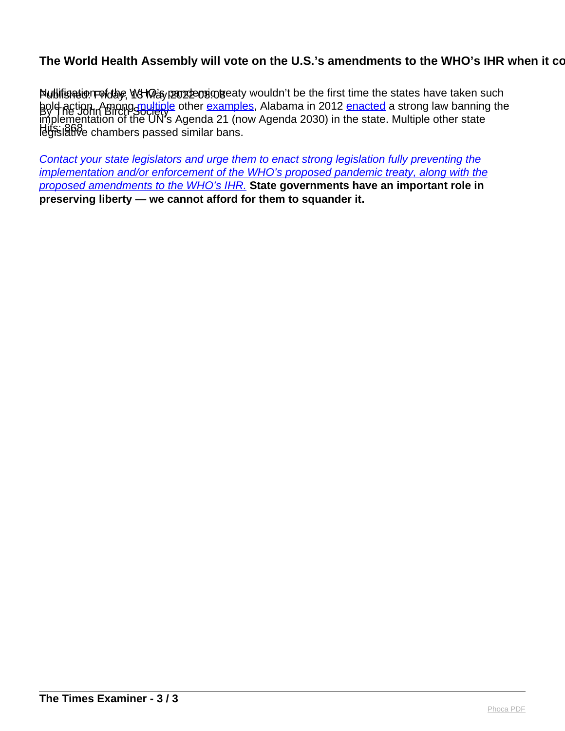**The World Health Assembly will vote on the U.S.'s amendments to the WHO's IHR when it co**

Published: Friday, 13 May 2022 08:08
By The John Birch Society
Hits: 868

Nullification of the WHO's pandemic treaty wouldn't be the first time the states have taken such bold action. Among multiple other examples, Alabama in 2012 enacted a strong law banning the implementation of the UN's Agenda 21 (now Agenda 2030) in the state. Multiple other state legislative chambers passed similar bans.

*Contact your state legislators and urge them to enact strong legislation fully preventing the implementation and/or enforcement of the WHO's proposed pandemic treaty, along with the proposed amendments to the WHO's IHR.* **State governments have an important role in preserving liberty — we cannot afford for them to squander it.**